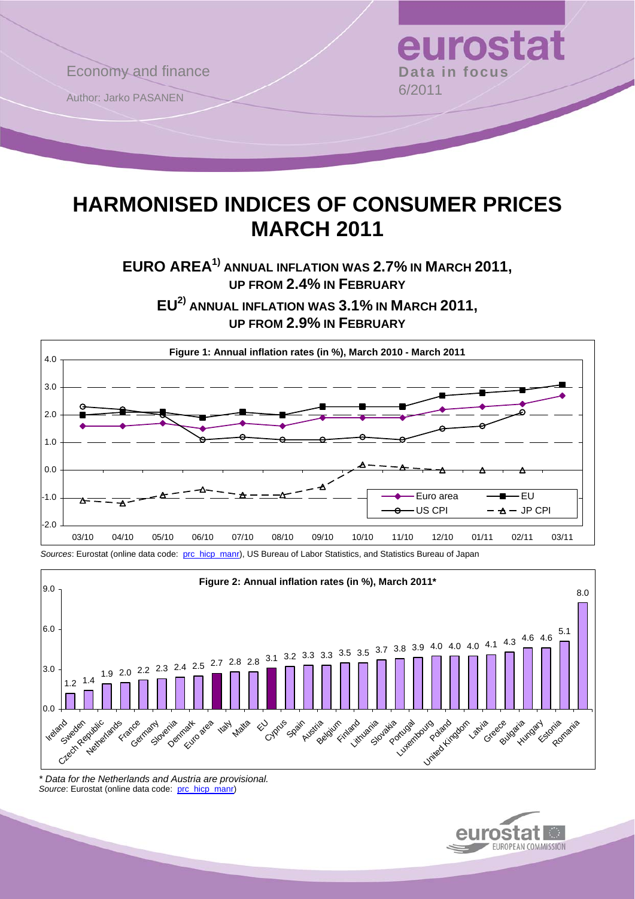Economy and finance

Author: Jarko PASANEN

eurostat
Data in focus
6/2011

# HARMONISED INDICES OF CONSUMER PRICES MARCH 2011

## EURO AREA[1] ANNUAL INFLATION WAS 2.7% IN MARCH 2011, UP FROM 2.4% IN FEBRUARY

## EU[2] ANNUAL INFLATION WAS 3.1% IN MARCH 2011, UP FROM 2.9% IN FEBRUARY

**Figure 1: Annual inflation rates (in %), March 2010 - March 2011**

| | 03/10 | 04/10 | 05/10 | 06/10 | 07/10 | 08/10 | 09/10 | 10/10 | 11/10 | 12/10 | 01/11 | 02/11 | 03/11 |
|---|---|---|---|---|---|---|---|---|---|---|---|---|---|
| Euro area | 1.6 | 1.6 | 1.7 | 1.5 | 1.7 | 1.6 | 1.9 | 1.9 | 1.9 | 2.2 | 2.3 | 2.4 | 2.7 |
| EU | 2.0 | 2.1 | 2.1 | 1.9 | 2.1 | 2.0 | 2.3 | 2.3 | 2.3 | 2.7 | 2.8 | 2.9 | 3.1 |
| US CPI | 2.3 | 2.2 | 2.0 | 1.1 | 1.2 | 1.1 | 1.1 | 1.2 | 1.1 | 1.5 | 1.6 | 2.1 | |
| JP CPI | -1.1 | -1.2 | -0.9 | -0.7 | -0.9 | -0.9 | -0.6 | 0.2 | 0.1 | 0.0 | 0.0 | 0.0 | |

*Sources*: Eurostat (online data code: prc_hicp_manr), US Bureau of Labor Statistics, and Statistics Bureau of Japan

**Figure 2: Annual inflation rates (in %), March 2011***

| Country | Rate |
|---|---|
| Ireland | 1.2 |
| Sweden | 1.4 |
| Czech Republic | 1.9 |
| Netherlands | 2.0 |
| France | 2.2 |
| Germany | 2.3 |
| Slovenia | 2.4 |
| Denmark | 2.5 |
| Euro area | 2.7 |
| Italy | 2.8 |
| Malta | 2.8 |
| EU | 3.1 |
| Cyprus | 3.2 |
| Spain | 3.3 |
| Austria | 3.3 |
| Belgium | 3.5 |
| Finland | 3.5 |
| Lithuania | 3.7 |
| Slovakia | 3.8 |
| Portugal | 3.9 |
| Luxembourg | 4.0 |
| Poland | 4.0 |
| United Kingdom | 4.0 |
| Latvia | 4.1 |
| Greece | 4.3 |
| Bulgaria | 4.6 |
| Hungary | 4.6 |
| Estonia | 5.1 |
| Romania | 8.0 |

*\* Data for the Netherlands and Austria are provisional.*

*Source*: Eurostat (online data code: prc_hicp_manr)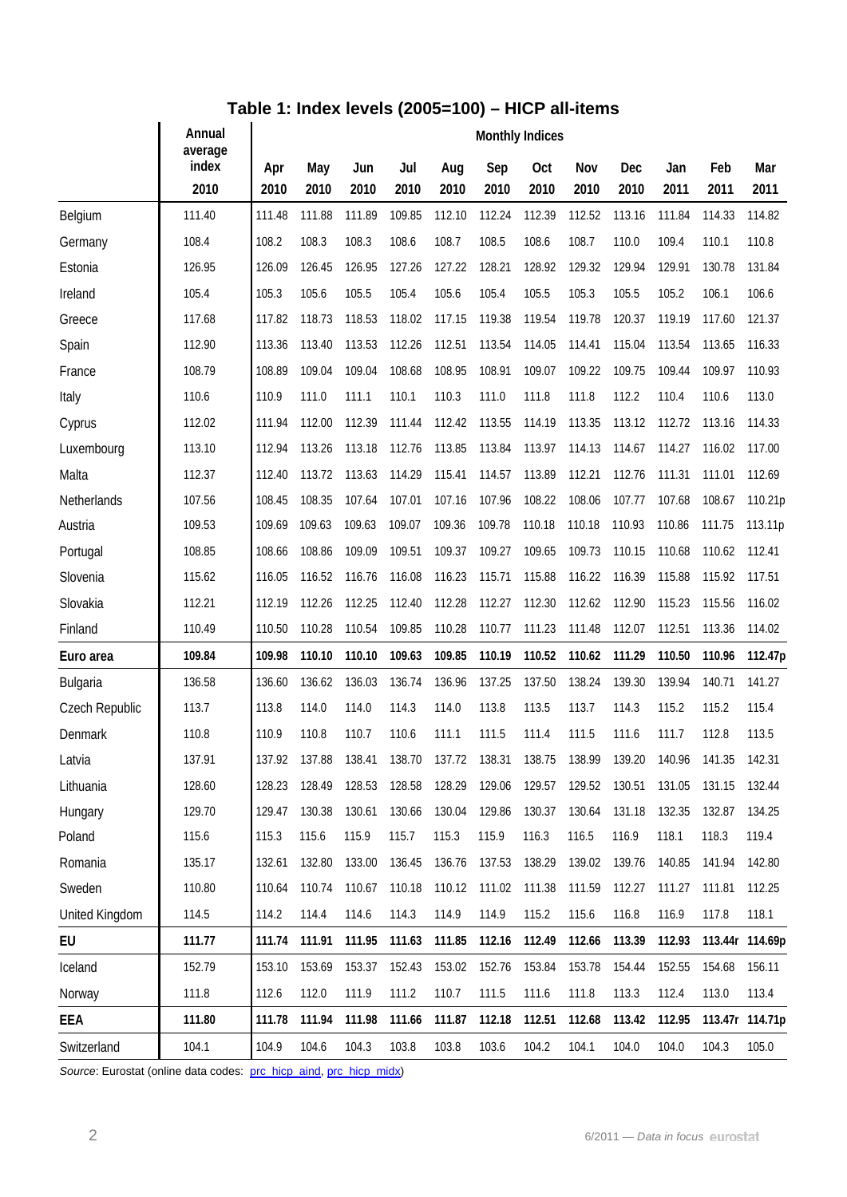## Table 1: Index levels (2005=100) – HICP all-items

| | Annual average index | Monthly Indices | | | | | | | | | | | |
|---|---|---|---|---|---|---|---|---|---|---|---|---|---|
| | 2010 | Apr 2010 | May 2010 | Jun 2010 | Jul 2010 | Aug 2010 | Sep 2010 | Oct 2010 | Nov 2010 | Dec 2010 | Jan 2011 | Feb 2011 | Mar 2011 |
| Belgium | 111.40 | 111.48 | 111.88 | 111.89 | 109.85 | 112.10 | 112.24 | 112.39 | 112.52 | 113.16 | 111.84 | 114.33 | 114.82 |
| Germany | 108.4 | 108.2 | 108.3 | 108.3 | 108.6 | 108.7 | 108.5 | 108.6 | 108.7 | 110.0 | 109.4 | 110.1 | 110.8 |
| Estonia | 126.95 | 126.09 | 126.45 | 126.95 | 127.26 | 127.22 | 128.21 | 128.92 | 129.32 | 129.94 | 129.91 | 130.78 | 131.84 |
| Ireland | 105.4 | 105.3 | 105.6 | 105.5 | 105.4 | 105.6 | 105.4 | 105.5 | 105.3 | 105.5 | 105.2 | 106.1 | 106.6 |
| Greece | 117.68 | 117.82 | 118.73 | 118.53 | 118.02 | 117.15 | 119.38 | 119.54 | 119.78 | 120.37 | 119.19 | 117.60 | 121.37 |
| Spain | 112.90 | 113.36 | 113.40 | 113.53 | 112.26 | 112.51 | 113.54 | 114.05 | 114.41 | 115.04 | 113.54 | 113.65 | 116.33 |
| France | 108.79 | 108.89 | 109.04 | 109.04 | 108.68 | 108.95 | 108.91 | 109.07 | 109.22 | 109.75 | 109.44 | 109.97 | 110.93 |
| Italy | 110.6 | 110.9 | 111.0 | 111.1 | 110.1 | 110.3 | 111.0 | 111.8 | 111.8 | 112.2 | 110.4 | 110.6 | 113.0 |
| Cyprus | 112.02 | 111.94 | 112.00 | 112.39 | 111.44 | 112.42 | 113.55 | 114.19 | 113.35 | 113.12 | 112.72 | 113.16 | 114.33 |
| Luxembourg | 113.10 | 112.94 | 113.26 | 113.18 | 112.76 | 113.85 | 113.84 | 113.97 | 114.13 | 114.67 | 114.27 | 116.02 | 117.00 |
| Malta | 112.37 | 112.40 | 113.72 | 113.63 | 114.29 | 115.41 | 114.57 | 113.89 | 112.21 | 112.76 | 111.31 | 111.01 | 112.69 |
| Netherlands | 107.56 | 108.45 | 108.35 | 107.64 | 107.01 | 107.16 | 107.96 | 108.22 | 108.06 | 107.77 | 107.68 | 108.67 | 110.21p |
| Austria | 109.53 | 109.69 | 109.63 | 109.63 | 109.07 | 109.36 | 109.78 | 110.18 | 110.18 | 110.93 | 110.86 | 111.75 | 113.11p |
| Portugal | 108.85 | 108.66 | 108.86 | 109.09 | 109.51 | 109.37 | 109.27 | 109.65 | 109.73 | 110.15 | 110.68 | 110.62 | 112.41 |
| Slovenia | 115.62 | 116.05 | 116.52 | 116.76 | 116.08 | 116.23 | 115.71 | 115.88 | 116.22 | 116.39 | 115.88 | 115.92 | 117.51 |
| Slovakia | 112.21 | 112.19 | 112.26 | 112.25 | 112.40 | 112.28 | 112.27 | 112.30 | 112.62 | 112.90 | 115.23 | 115.56 | 116.02 |
| Finland | 110.49 | 110.50 | 110.28 | 110.54 | 109.85 | 110.28 | 110.77 | 111.23 | 111.48 | 112.07 | 112.51 | 113.36 | 114.02 |
| **Euro area** | **109.84** | **109.98** | **110.10** | **110.10** | **109.63** | **109.85** | **110.19** | **110.52** | **110.62** | **111.29** | **110.50** | **110.96** | **112.47p** |
| Bulgaria | 136.58 | 136.60 | 136.62 | 136.03 | 136.74 | 136.96 | 137.25 | 137.50 | 138.24 | 139.30 | 139.94 | 140.71 | 141.27 |
| Czech Republic | 113.7 | 113.8 | 114.0 | 114.0 | 114.3 | 114.0 | 113.8 | 113.5 | 113.7 | 114.3 | 115.2 | 115.2 | 115.4 |
| Denmark | 110.8 | 110.9 | 110.8 | 110.7 | 110.6 | 111.1 | 111.5 | 111.4 | 111.5 | 111.6 | 111.7 | 112.8 | 113.5 |
| Latvia | 137.91 | 137.92 | 137.88 | 138.41 | 138.70 | 137.72 | 138.31 | 138.75 | 138.99 | 139.20 | 140.96 | 141.35 | 142.31 |
| Lithuania | 128.60 | 128.23 | 128.49 | 128.53 | 128.58 | 128.29 | 129.06 | 129.57 | 129.52 | 130.51 | 131.05 | 131.15 | 132.44 |
| Hungary | 129.70 | 129.47 | 130.38 | 130.61 | 130.66 | 130.04 | 129.86 | 130.37 | 130.64 | 131.18 | 132.35 | 132.87 | 134.25 |
| Poland | 115.6 | 115.3 | 115.6 | 115.9 | 115.7 | 115.3 | 115.9 | 116.3 | 116.5 | 116.9 | 118.1 | 118.3 | 119.4 |
| Romania | 135.17 | 132.61 | 132.80 | 133.00 | 136.45 | 136.76 | 137.53 | 138.29 | 139.02 | 139.76 | 140.85 | 141.94 | 142.80 |
| Sweden | 110.80 | 110.64 | 110.74 | 110.67 | 110.18 | 110.12 | 111.02 | 111.38 | 111.59 | 112.27 | 111.27 | 111.81 | 112.25 |
| United Kingdom | 114.5 | 114.2 | 114.4 | 114.6 | 114.3 | 114.9 | 114.9 | 115.2 | 115.6 | 116.8 | 116.9 | 117.8 | 118.1 |
| **EU** | **111.77** | **111.74** | **111.91** | **111.95** | **111.63** | **111.85** | **112.16** | **112.49** | **112.66** | **113.39** | **112.93** | **113.44r** | **114.69p** |
| Iceland | 152.79 | 153.10 | 153.69 | 153.37 | 152.43 | 153.02 | 152.76 | 153.84 | 153.78 | 154.44 | 152.55 | 154.68 | 156.11 |
| Norway | 111.8 | 112.6 | 112.0 | 111.9 | 111.2 | 110.7 | 111.5 | 111.6 | 111.8 | 113.3 | 112.4 | 113.0 | 113.4 |
| **EEA** | **111.80** | **111.78** | **111.94** | **111.98** | **111.66** | **111.87** | **112.18** | **112.51** | **112.68** | **113.42** | **112.95** | **113.47r** | **114.71p** |
| Switzerland | 104.1 | 104.9 | 104.6 | 104.3 | 103.8 | 103.8 | 103.6 | 104.2 | 104.1 | 104.0 | 104.0 | 104.3 | 105.0 |

*Source*: Eurostat (online data codes: prc_hicp_aind, prc_hicp_midx)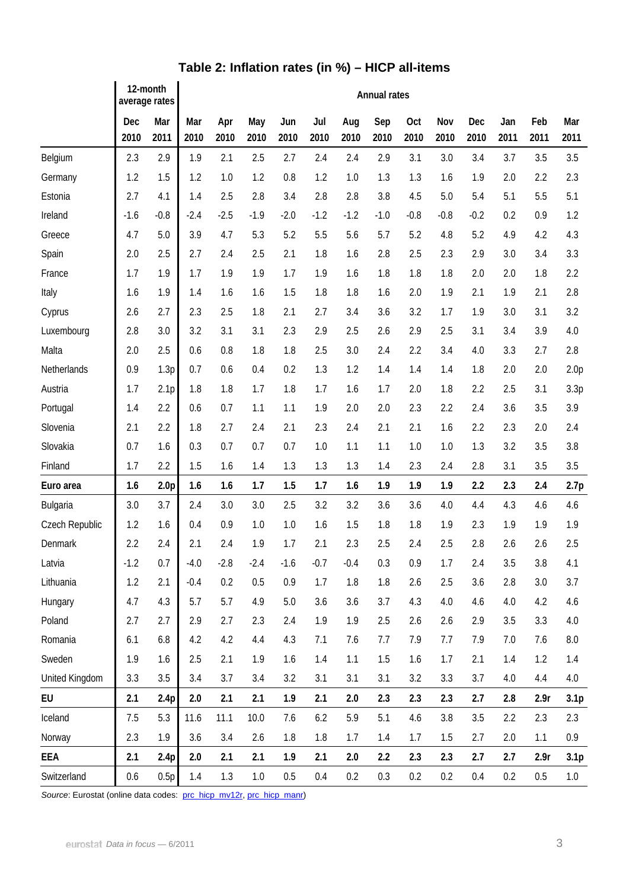### Table 2: Inflation rates (in %) – HICP all-items

| | 12-month average rates | | Annual rates | | | | | | | | | | | | |
|---|---|---|---|---|---|---|---|---|---|---|---|---|---|---|---|
| | Dec 2010 | Mar 2011 | Mar 2010 | Apr 2010 | May 2010 | Jun 2010 | Jul 2010 | Aug 2010 | Sep 2010 | Oct 2010 | Nov 2010 | Dec 2010 | Jan 2011 | Feb 2011 | Mar 2011 |
| Belgium | 2.3 | 2.9 | 1.9 | 2.1 | 2.5 | 2.7 | 2.4 | 2.4 | 2.9 | 3.1 | 3.0 | 3.4 | 3.7 | 3.5 | 3.5 |
| Germany | 1.2 | 1.5 | 1.2 | 1.0 | 1.2 | 0.8 | 1.2 | 1.0 | 1.3 | 1.3 | 1.6 | 1.9 | 2.0 | 2.2 | 2.3 |
| Estonia | 2.7 | 4.1 | 1.4 | 2.5 | 2.8 | 3.4 | 2.8 | 2.8 | 3.8 | 4.5 | 5.0 | 5.4 | 5.1 | 5.5 | 5.1 |
| Ireland | -1.6 | -0.8 | -2.4 | -2.5 | -1.9 | -2.0 | -1.2 | -1.2 | -1.0 | -0.8 | -0.8 | -0.2 | 0.2 | 0.9 | 1.2 |
| Greece | 4.7 | 5.0 | 3.9 | 4.7 | 5.3 | 5.2 | 5.5 | 5.6 | 5.7 | 5.2 | 4.8 | 5.2 | 4.9 | 4.2 | 4.3 |
| Spain | 2.0 | 2.5 | 2.7 | 2.4 | 2.5 | 2.1 | 1.8 | 1.6 | 2.8 | 2.5 | 2.3 | 2.9 | 3.0 | 3.4 | 3.3 |
| France | 1.7 | 1.9 | 1.7 | 1.9 | 1.9 | 1.7 | 1.9 | 1.6 | 1.8 | 1.8 | 1.8 | 2.0 | 2.0 | 1.8 | 2.2 |
| Italy | 1.6 | 1.9 | 1.4 | 1.6 | 1.6 | 1.5 | 1.8 | 1.8 | 1.6 | 2.0 | 1.9 | 2.1 | 1.9 | 2.1 | 2.8 |
| Cyprus | 2.6 | 2.7 | 2.3 | 2.5 | 1.8 | 2.1 | 2.7 | 3.4 | 3.6 | 3.2 | 1.7 | 1.9 | 3.0 | 3.1 | 3.2 |
| Luxembourg | 2.8 | 3.0 | 3.2 | 3.1 | 3.1 | 2.3 | 2.9 | 2.5 | 2.6 | 2.9 | 2.5 | 3.1 | 3.4 | 3.9 | 4.0 |
| Malta | 2.0 | 2.5 | 0.6 | 0.8 | 1.8 | 1.8 | 2.5 | 3.0 | 2.4 | 2.2 | 3.4 | 4.0 | 3.3 | 2.7 | 2.8 |
| Netherlands | 0.9 | 1.3p | 0.7 | 0.6 | 0.4 | 0.2 | 1.3 | 1.2 | 1.4 | 1.4 | 1.4 | 1.8 | 2.0 | 2.0 | 2.0p |
| Austria | 1.7 | 2.1p | 1.8 | 1.8 | 1.7 | 1.8 | 1.7 | 1.6 | 1.7 | 2.0 | 1.8 | 2.2 | 2.5 | 3.1 | 3.3p |
| Portugal | 1.4 | 2.2 | 0.6 | 0.7 | 1.1 | 1.1 | 1.9 | 2.0 | 2.0 | 2.3 | 2.2 | 2.4 | 3.6 | 3.5 | 3.9 |
| Slovenia | 2.1 | 2.2 | 1.8 | 2.7 | 2.4 | 2.1 | 2.3 | 2.4 | 2.1 | 2.1 | 1.6 | 2.2 | 2.3 | 2.0 | 2.4 |
| Slovakia | 0.7 | 1.6 | 0.3 | 0.7 | 0.7 | 0.7 | 1.0 | 1.1 | 1.1 | 1.0 | 1.0 | 1.3 | 3.2 | 3.5 | 3.8 |
| Finland | 1.7 | 2.2 | 1.5 | 1.6 | 1.4 | 1.3 | 1.3 | 1.3 | 1.4 | 2.3 | 2.4 | 2.8 | 3.1 | 3.5 | 3.5 |
| **Euro area** | **1.6** | **2.0p** | **1.6** | **1.6** | **1.7** | **1.5** | **1.7** | **1.6** | **1.9** | **1.9** | **1.9** | **2.2** | **2.3** | **2.4** | **2.7p** |
| Bulgaria | 3.0 | 3.7 | 2.4 | 3.0 | 3.0 | 2.5 | 3.2 | 3.2 | 3.6 | 3.6 | 4.0 | 4.4 | 4.3 | 4.6 | 4.6 |
| Czech Republic | 1.2 | 1.6 | 0.4 | 0.9 | 1.0 | 1.0 | 1.6 | 1.5 | 1.8 | 1.8 | 1.9 | 2.3 | 1.9 | 1.9 | 1.9 |
| Denmark | 2.2 | 2.4 | 2.1 | 2.4 | 1.9 | 1.7 | 2.1 | 2.3 | 2.5 | 2.4 | 2.5 | 2.8 | 2.6 | 2.6 | 2.5 |
| Latvia | -1.2 | 0.7 | -4.0 | -2.8 | -2.4 | -1.6 | -0.7 | -0.4 | 0.3 | 0.9 | 1.7 | 2.4 | 3.5 | 3.8 | 4.1 |
| Lithuania | 1.2 | 2.1 | -0.4 | 0.2 | 0.5 | 0.9 | 1.7 | 1.8 | 1.8 | 2.6 | 2.5 | 3.6 | 2.8 | 3.0 | 3.7 |
| Hungary | 4.7 | 4.3 | 5.7 | 5.7 | 4.9 | 5.0 | 3.6 | 3.6 | 3.7 | 4.3 | 4.0 | 4.6 | 4.0 | 4.2 | 4.6 |
| Poland | 2.7 | 2.7 | 2.9 | 2.7 | 2.3 | 2.4 | 1.9 | 1.9 | 2.5 | 2.6 | 2.6 | 2.9 | 3.5 | 3.3 | 4.0 |
| Romania | 6.1 | 6.8 | 4.2 | 4.2 | 4.4 | 4.3 | 7.1 | 7.6 | 7.7 | 7.9 | 7.7 | 7.9 | 7.0 | 7.6 | 8.0 |
| Sweden | 1.9 | 1.6 | 2.5 | 2.1 | 1.9 | 1.6 | 1.4 | 1.1 | 1.5 | 1.6 | 1.7 | 2.1 | 1.4 | 1.2 | 1.4 |
| United Kingdom | 3.3 | 3.5 | 3.4 | 3.7 | 3.4 | 3.2 | 3.1 | 3.1 | 3.1 | 3.2 | 3.3 | 3.7 | 4.0 | 4.4 | 4.0 |
| **EU** | **2.1** | **2.4p** | **2.0** | **2.1** | **2.1** | **1.9** | **2.1** | **2.0** | **2.3** | **2.3** | **2.3** | **2.7** | **2.8** | **2.9r** | **3.1p** |
| Iceland | 7.5 | 5.3 | 11.6 | 11.1 | 10.0 | 7.6 | 6.2 | 5.9 | 5.1 | 4.6 | 3.8 | 3.5 | 2.2 | 2.3 | 2.3 |
| Norway | 2.3 | 1.9 | 3.6 | 3.4 | 2.6 | 1.8 | 1.8 | 1.7 | 1.4 | 1.7 | 1.5 | 2.7 | 2.0 | 1.1 | 0.9 |
| **EEA** | **2.1** | **2.4p** | **2.0** | **2.1** | **2.1** | **1.9** | **2.1** | **2.0** | **2.2** | **2.3** | **2.3** | **2.7** | **2.7** | **2.9r** | **3.1p** |
| Switzerland | 0.6 | 0.5p | 1.4 | 1.3 | 1.0 | 0.5 | 0.4 | 0.2 | 0.3 | 0.2 | 0.2 | 0.4 | 0.2 | 0.5 | 1.0 |

*Source*: Eurostat (online data codes: prc_hicp_mv12r, prc_hicp_manr)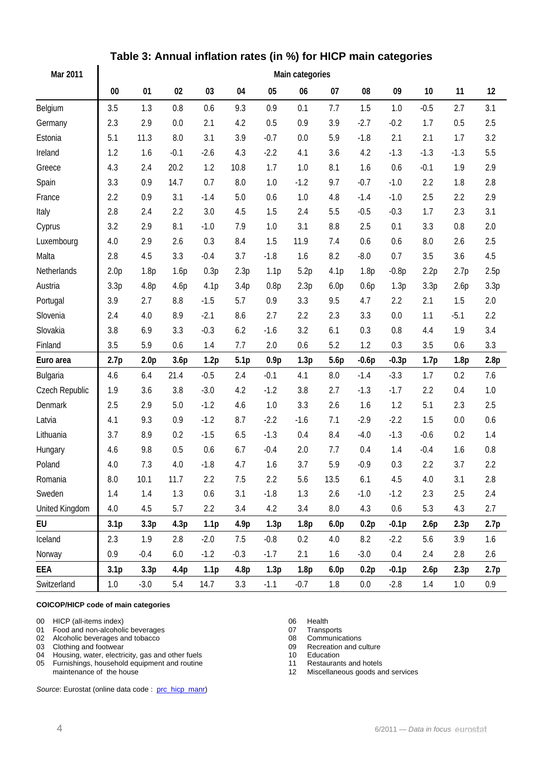## Table 3: Annual inflation rates (in %) for HICP main categories

| Mar 2011 | Main categories | | | | | | | | | | | | |
|---|---|---|---|---|---|---|---|---|---|---|---|---|---|
| | 00 | 01 | 02 | 03 | 04 | 05 | 06 | 07 | 08 | 09 | 10 | 11 | 12 |
| Belgium | 3.5 | 1.3 | 0.8 | 0.6 | 9.3 | 0.9 | 0.1 | 7.7 | 1.5 | 1.0 | -0.5 | 2.7 | 3.1 |
| Germany | 2.3 | 2.9 | 0.0 | 2.1 | 4.2 | 0.5 | 0.9 | 3.9 | -2.7 | -0.2 | 1.7 | 0.5 | 2.5 |
| Estonia | 5.1 | 11.3 | 8.0 | 3.1 | 3.9 | -0.7 | 0.0 | 5.9 | -1.8 | 2.1 | 2.1 | 1.7 | 3.2 |
| Ireland | 1.2 | 1.6 | -0.1 | -2.6 | 4.3 | -2.2 | 4.1 | 3.6 | 4.2 | -1.3 | -1.3 | -1.3 | 5.5 |
| Greece | 4.3 | 2.4 | 20.2 | 1.2 | 10.8 | 1.7 | 1.0 | 8.1 | 1.6 | 0.6 | -0.1 | 1.9 | 2.9 |
| Spain | 3.3 | 0.9 | 14.7 | 0.7 | 8.0 | 1.0 | -1.2 | 9.7 | -0.7 | -1.0 | 2.2 | 1.8 | 2.8 |
| France | 2.2 | 0.9 | 3.1 | -1.4 | 5.0 | 0.6 | 1.0 | 4.8 | -1.4 | -1.0 | 2.5 | 2.2 | 2.9 |
| Italy | 2.8 | 2.4 | 2.2 | 3.0 | 4.5 | 1.5 | 2.4 | 5.5 | -0.5 | -0.3 | 1.7 | 2.3 | 3.1 |
| Cyprus | 3.2 | 2.9 | 8.1 | -1.0 | 7.9 | 1.0 | 3.1 | 8.8 | 2.5 | 0.1 | 3.3 | 0.8 | 2.0 |
| Luxembourg | 4.0 | 2.9 | 2.6 | 0.3 | 8.4 | 1.5 | 11.9 | 7.4 | 0.6 | 0.6 | 8.0 | 2.6 | 2.5 |
| Malta | 2.8 | 4.5 | 3.3 | -0.4 | 3.7 | -1.8 | 1.6 | 8.2 | -8.0 | 0.7 | 3.5 | 3.6 | 4.5 |
| Netherlands | 2.0p | 1.8p | 1.6p | 0.3p | 2.3p | 1.1p | 5.2p | 4.1p | 1.8p | -0.8p | 2.2p | 2.7p | 2.5p |
| Austria | 3.3p | 4.8p | 4.6p | 4.1p | 3.4p | 0.8p | 2.3p | 6.0p | 0.6p | 1.3p | 3.3p | 2.6p | 3.3p |
| Portugal | 3.9 | 2.7 | 8.8 | -1.5 | 5.7 | 0.9 | 3.3 | 9.5 | 4.7 | 2.2 | 2.1 | 1.5 | 2.0 |
| Slovenia | 2.4 | 4.0 | 8.9 | -2.1 | 8.6 | 2.7 | 2.2 | 2.3 | 3.3 | 0.0 | 1.1 | -5.1 | 2.2 |
| Slovakia | 3.8 | 6.9 | 3.3 | -0.3 | 6.2 | -1.6 | 3.2 | 6.1 | 0.3 | 0.8 | 4.4 | 1.9 | 3.4 |
| Finland | 3.5 | 5.9 | 0.6 | 1.4 | 7.7 | 2.0 | 0.6 | 5.2 | 1.2 | 0.3 | 3.5 | 0.6 | 3.3 |
| **Euro area** | **2.7p** | **2.0p** | **3.6p** | **1.2p** | **5.1p** | **0.9p** | **1.3p** | **5.6p** | **-0.6p** | **-0.3p** | **1.7p** | **1.8p** | **2.8p** |
| Bulgaria | 4.6 | 6.4 | 21.4 | -0.5 | 2.4 | -0.1 | 4.1 | 8.0 | -1.4 | -3.3 | 1.7 | 0.2 | 7.6 |
| Czech Republic | 1.9 | 3.6 | 3.8 | -3.0 | 4.2 | -1.2 | 3.8 | 2.7 | -1.3 | -1.7 | 2.2 | 0.4 | 1.0 |
| Denmark | 2.5 | 2.9 | 5.0 | -1.2 | 4.6 | 1.0 | 3.3 | 2.6 | 1.6 | 1.2 | 5.1 | 2.3 | 2.5 |
| Latvia | 4.1 | 9.3 | 0.9 | -1.2 | 8.7 | -2.2 | -1.6 | 7.1 | -2.9 | -2.2 | 1.5 | 0.0 | 0.6 |
| Lithuania | 3.7 | 8.9 | 0.2 | -1.5 | 6.5 | -1.3 | 0.4 | 8.4 | -4.0 | -1.3 | -0.6 | 0.2 | 1.4 |
| Hungary | 4.6 | 9.8 | 0.5 | 0.6 | 6.7 | -0.4 | 2.0 | 7.7 | 0.4 | 1.4 | -0.4 | 1.6 | 0.8 |
| Poland | 4.0 | 7.3 | 4.0 | -1.8 | 4.7 | 1.6 | 3.7 | 5.9 | -0.9 | 0.3 | 2.2 | 3.7 | 2.2 |
| Romania | 8.0 | 10.1 | 11.7 | 2.2 | 7.5 | 2.2 | 5.6 | 13.5 | 6.1 | 4.5 | 4.0 | 3.1 | 2.8 |
| Sweden | 1.4 | 1.4 | 1.3 | 0.6 | 3.1 | -1.8 | 1.3 | 2.6 | -1.0 | -1.2 | 2.3 | 2.5 | 2.4 |
| United Kingdom | 4.0 | 4.5 | 5.7 | 2.2 | 3.4 | 4.2 | 3.4 | 8.0 | 4.3 | 0.6 | 5.3 | 4.3 | 2.7 |
| **EU** | **3.1p** | **3.3p** | **4.3p** | **1.1p** | **4.9p** | **1.3p** | **1.8p** | **6.0p** | **0.2p** | **-0.1p** | **2.6p** | **2.3p** | **2.7p** |
| Iceland | 2.3 | 1.9 | 2.8 | -2.0 | 7.5 | -0.8 | 0.2 | 4.0 | 8.2 | -2.2 | 5.6 | 3.9 | 1.6 |
| Norway | 0.9 | -0.4 | 6.0 | -1.2 | -0.3 | -1.7 | 2.1 | 1.6 | -3.0 | 0.4 | 2.4 | 2.8 | 2.6 |
| **EEA** | **3.1p** | **3.3p** | **4.4p** | **1.1p** | **4.8p** | **1.3p** | **1.8p** | **6.0p** | **0.2p** | **-0.1p** | **2.6p** | **2.3p** | **2.7p** |
| Switzerland | 1.0 | -3.0 | 5.4 | 14.7 | 3.3 | -1.1 | -0.7 | 1.8 | 0.0 | -2.8 | 1.4 | 1.0 | 0.9 |

**COICOP/HICP code of main categories**

- 00 HICP (all-items index)
- 01 Food and non-alcoholic beverages
- 02 Alcoholic beverages and tobacco
- 03 Clothing and footwear
- 04 Housing, water, electricity, gas and other fuels
- 05 Furnishings, household equipment and routine maintenance of the house
- 06 Health
- 07 Transports
- 08 Communications
- 09 Recreation and culture
- 10 Education
- 11 Restaurants and hotels
- 12 Miscellaneous goods and services

*Source*: Eurostat (online data code : prc_hicp_manr)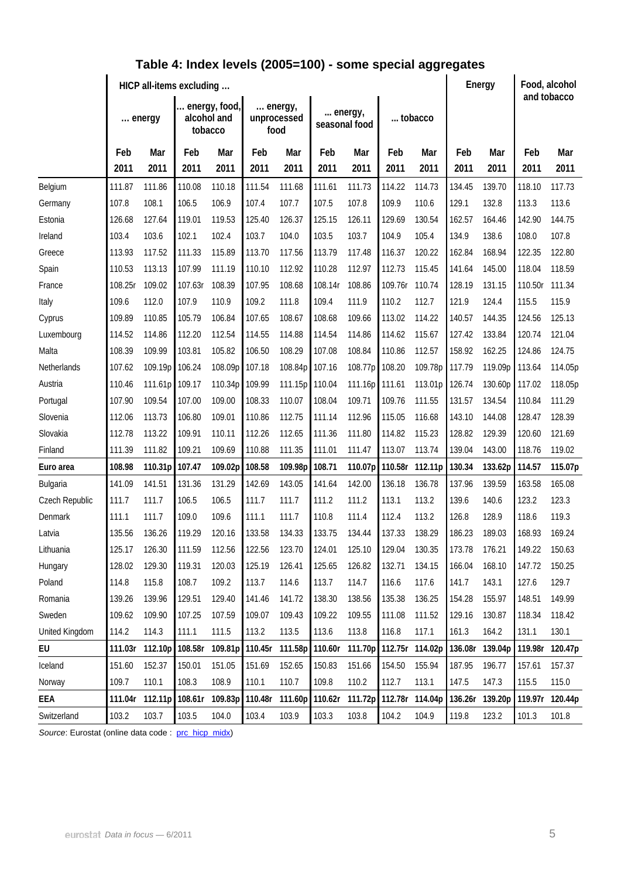## Table 4: Index levels (2005=100) - some special aggregates

| | HICP all-items excluding ... | | | | | | | | | | Energy | | Food, alcohol and tobacco | |
|---|---|---|---|---|---|---|---|---|---|---|---|---|---|---|
| | ... energy | | ... energy, food, alcohol and tobacco | | ... energy, unprocessed food | | ... energy, seasonal food | | ... tobacco | | | | | |
| | Feb 2011 | Mar 2011 | Feb 2011 | Mar 2011 | Feb 2011 | Mar 2011 | Feb 2011 | Mar 2011 | Feb 2011 | Mar 2011 | Feb 2011 | Mar 2011 | Feb 2011 | Mar 2011 |
| Belgium | 111.87 | 111.86 | 110.08 | 110.18 | 111.54 | 111.68 | 111.61 | 111.73 | 114.22 | 114.73 | 134.45 | 139.70 | 118.10 | 117.73 |
| Germany | 107.8 | 108.1 | 106.5 | 106.9 | 107.4 | 107.7 | 107.5 | 107.8 | 109.9 | 110.6 | 129.1 | 132.8 | 113.3 | 113.6 |
| Estonia | 126.68 | 127.64 | 119.01 | 119.53 | 125.40 | 126.37 | 125.15 | 126.11 | 129.69 | 130.54 | 162.57 | 164.46 | 142.90 | 144.75 |
| Ireland | 103.4 | 103.6 | 102.1 | 102.4 | 103.7 | 104.0 | 103.5 | 103.7 | 104.9 | 105.4 | 134.9 | 138.6 | 108.0 | 107.8 |
| Greece | 113.93 | 117.52 | 111.33 | 115.89 | 113.70 | 117.56 | 113.79 | 117.48 | 116.37 | 120.22 | 162.84 | 168.94 | 122.35 | 122.80 |
| Spain | 110.53 | 113.13 | 107.99 | 111.19 | 110.10 | 112.92 | 110.28 | 112.97 | 112.73 | 115.45 | 141.64 | 145.00 | 118.04 | 118.59 |
| France | 108.25r | 109.02 | 107.63r | 108.39 | 107.95 | 108.68 | 108.14r | 108.86 | 109.76r | 110.74 | 128.19 | 131.15 | 110.50r | 111.34 |
| Italy | 109.6 | 112.0 | 107.9 | 110.9 | 109.2 | 111.8 | 109.4 | 111.9 | 110.2 | 112.7 | 121.9 | 124.4 | 115.5 | 115.9 |
| Cyprus | 109.89 | 110.85 | 105.79 | 106.84 | 107.65 | 108.67 | 108.68 | 109.66 | 113.02 | 114.22 | 140.57 | 144.35 | 124.56 | 125.13 |
| Luxembourg | 114.52 | 114.86 | 112.20 | 112.54 | 114.55 | 114.88 | 114.54 | 114.86 | 114.62 | 115.67 | 127.42 | 133.84 | 120.74 | 121.04 |
| Malta | 108.39 | 109.99 | 103.81 | 105.82 | 106.50 | 108.29 | 107.08 | 108.84 | 110.86 | 112.57 | 158.92 | 162.25 | 124.86 | 124.75 |
| Netherlands | 107.62 | 109.19p | 106.24 | 108.09p | 107.18 | 108.84p | 107.16 | 108.77p | 108.20 | 109.78p | 117.79 | 119.09p | 113.64 | 114.05p |
| Austria | 110.46 | 111.61p | 109.17 | 110.34p | 109.99 | 111.15p | 110.04 | 111.16p | 111.61 | 113.01p | 126.74 | 130.60p | 117.02 | 118.05p |
| Portugal | 107.90 | 109.54 | 107.00 | 109.00 | 108.33 | 110.07 | 108.04 | 109.71 | 109.76 | 111.55 | 131.57 | 134.54 | 110.84 | 111.29 |
| Slovenia | 112.06 | 113.73 | 106.80 | 109.01 | 110.86 | 112.75 | 111.14 | 112.96 | 115.05 | 116.68 | 143.10 | 144.08 | 128.47 | 128.39 |
| Slovakia | 112.78 | 113.22 | 109.91 | 110.11 | 112.26 | 112.65 | 111.36 | 111.80 | 114.82 | 115.23 | 128.82 | 129.39 | 120.60 | 121.69 |
| Finland | 111.39 | 111.82 | 109.21 | 109.69 | 110.88 | 111.35 | 111.01 | 111.47 | 113.07 | 113.74 | 139.04 | 143.00 | 118.76 | 119.02 |
| **Euro area** | **108.98** | **110.31p** | **107.47** | **109.02p** | **108.58** | **109.98p** | **108.71** | **110.07p** | **110.58r** | **112.11p** | **130.34** | **133.62p** | **114.57** | **115.07p** |
| Bulgaria | 141.09 | 141.51 | 131.36 | 131.29 | 142.69 | 143.05 | 141.64 | 142.00 | 136.18 | 136.78 | 137.96 | 139.59 | 163.58 | 165.08 |
| Czech Republic | 111.7 | 111.7 | 106.5 | 106.5 | 111.7 | 111.7 | 111.2 | 111.2 | 113.1 | 113.2 | 139.6 | 140.6 | 123.2 | 123.3 |
| Denmark | 111.1 | 111.7 | 109.0 | 109.6 | 111.1 | 111.7 | 110.8 | 111.4 | 112.4 | 113.2 | 126.8 | 128.9 | 118.6 | 119.3 |
| Latvia | 135.56 | 136.26 | 119.29 | 120.16 | 133.58 | 134.33 | 133.75 | 134.44 | 137.33 | 138.29 | 186.23 | 189.03 | 168.93 | 169.24 |
| Lithuania | 125.17 | 126.30 | 111.59 | 112.56 | 122.56 | 123.70 | 124.01 | 125.10 | 129.04 | 130.35 | 173.78 | 176.21 | 149.22 | 150.63 |
| Hungary | 128.02 | 129.30 | 119.31 | 120.03 | 125.19 | 126.41 | 125.65 | 126.82 | 132.71 | 134.15 | 166.04 | 168.10 | 147.72 | 150.25 |
| Poland | 114.8 | 115.8 | 108.7 | 109.2 | 113.7 | 114.6 | 113.7 | 114.7 | 116.6 | 117.6 | 141.7 | 143.1 | 127.6 | 129.7 |
| Romania | 139.26 | 139.96 | 129.51 | 129.40 | 141.46 | 141.72 | 138.30 | 138.56 | 135.38 | 136.25 | 154.28 | 155.97 | 148.51 | 149.99 |
| Sweden | 109.62 | 109.90 | 107.25 | 107.59 | 109.07 | 109.43 | 109.22 | 109.55 | 111.08 | 111.52 | 129.16 | 130.87 | 118.34 | 118.42 |
| United Kingdom | 114.2 | 114.3 | 111.1 | 111.5 | 113.2 | 113.5 | 113.6 | 113.8 | 116.8 | 117.1 | 161.3 | 164.2 | 131.1 | 130.1 |
| **EU** | **111.03r** | **112.10p** | **108.58r** | **109.81p** | **110.45r** | **111.58p** | **110.60r** | **111.70p** | **112.75r** | **114.02p** | **136.08r** | **139.04p** | **119.98r** | **120.47p** |
| Iceland | 151.60 | 152.37 | 150.01 | 151.05 | 151.69 | 152.65 | 150.83 | 151.66 | 154.50 | 155.94 | 187.95 | 196.77 | 157.61 | 157.37 |
| Norway | 109.7 | 110.1 | 108.3 | 108.9 | 110.1 | 110.7 | 109.8 | 110.2 | 112.7 | 113.1 | 147.5 | 147.3 | 115.5 | 115.0 |
| **EEA** | **111.04r** | **112.11p** | **108.61r** | **109.83p** | **110.48r** | **111.60p** | **110.62r** | **111.72p** | **112.78r** | **114.04p** | **136.26r** | **139.20p** | **119.97r** | **120.44p** |
| Switzerland | 103.2 | 103.7 | 103.5 | 104.0 | 103.4 | 103.9 | 103.3 | 103.8 | 104.2 | 104.9 | 119.8 | 123.2 | 101.3 | 101.8 |

*Source*: Eurostat (online data code : prc_hicp_midx)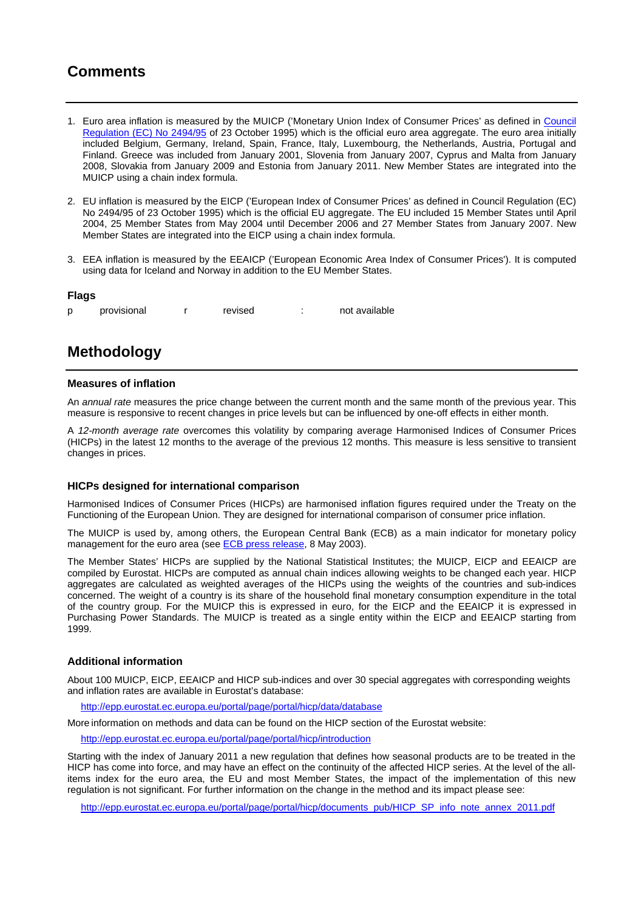# Comments

1. Euro area inflation is measured by the MUICP ('Monetary Union Index of Consumer Prices' as defined in [Council Regulation (EC) No 2494/95](#) of 23 October 1995) which is the official euro area aggregate. The euro area initially included Belgium, Germany, Ireland, Spain, France, Italy, Luxembourg, the Netherlands, Austria, Portugal and Finland. Greece was included from January 2001, Slovenia from January 2007, Cyprus and Malta from January 2008, Slovakia from January 2009 and Estonia from January 2011. New Member States are integrated into the MUICP using a chain index formula.

2. EU inflation is measured by the EICP ('European Index of Consumer Prices' as defined in Council Regulation (EC) No 2494/95 of 23 October 1995) which is the official EU aggregate. The EU included 15 Member States until April 2004, 25 Member States from May 2004 until December 2006 and 27 Member States from January 2007. New Member States are integrated into the EICP using a chain index formula.

3. EEA inflation is measured by the EEAICP ('European Economic Area Index of Consumer Prices'). It is computed using data for Iceland and Norway in addition to the EU Member States.

### Flags

| | | | | | |
|---|---|---|---|---|---|
| p | provisional | r | revised | : | not available |

# Methodology

### Measures of inflation

An *annual rate* measures the price change between the current month and the same month of the previous year. This measure is responsive to recent changes in price levels but can be influenced by one-off effects in either month.

A *12-month average rate* overcomes this volatility by comparing average Harmonised Indices of Consumer Prices (HICPs) in the latest 12 months to the average of the previous 12 months. This measure is less sensitive to transient changes in prices.

### HICPs designed for international comparison

Harmonised Indices of Consumer Prices (HICPs) are harmonised inflation figures required under the Treaty on the Functioning of the European Union. They are designed for international comparison of consumer price inflation.

The MUICP is used by, among others, the European Central Bank (ECB) as a main indicator for monetary policy management for the euro area (see [ECB press release](#), 8 May 2003).

The Member States' HICPs are supplied by the National Statistical Institutes; the MUICP, EICP and EEAICP are compiled by Eurostat. HICPs are computed as annual chain indices allowing weights to be changed each year. HICP aggregates are calculated as weighted averages of the HICPs using the weights of the countries and sub-indices concerned. The weight of a country is its share of the household final monetary consumption expenditure in the total of the country group. For the MUICP this is expressed in euro, for the EICP and the EEAICP it is expressed in Purchasing Power Standards. The MUICP is treated as a single entity within the EICP and EEAICP starting from 1999.

### Additional information

About 100 MUICP, EICP, EEAICP and HICP sub-indices and over 30 special aggregates with corresponding weights and inflation rates are available in Eurostat's database:

http://epp.eurostat.ec.europa.eu/portal/page/portal/hicp/data/database

More information on methods and data can be found on the HICP section of the Eurostat website:

http://epp.eurostat.ec.europa.eu/portal/page/portal/hicp/introduction

Starting with the index of January 2011 a new regulation that defines how seasonal products are to be treated in the HICP has come into force, and may have an effect on the continuity of the affected HICP series. At the level of the all-items index for the euro area, the EU and most Member States, the impact of the implementation of this new regulation is not significant. For further information on the change in the method and its impact please see:

http://epp.eurostat.ec.europa.eu/portal/page/portal/hicp/documents_pub/HICP_SP_info_note_annex_2011.pdf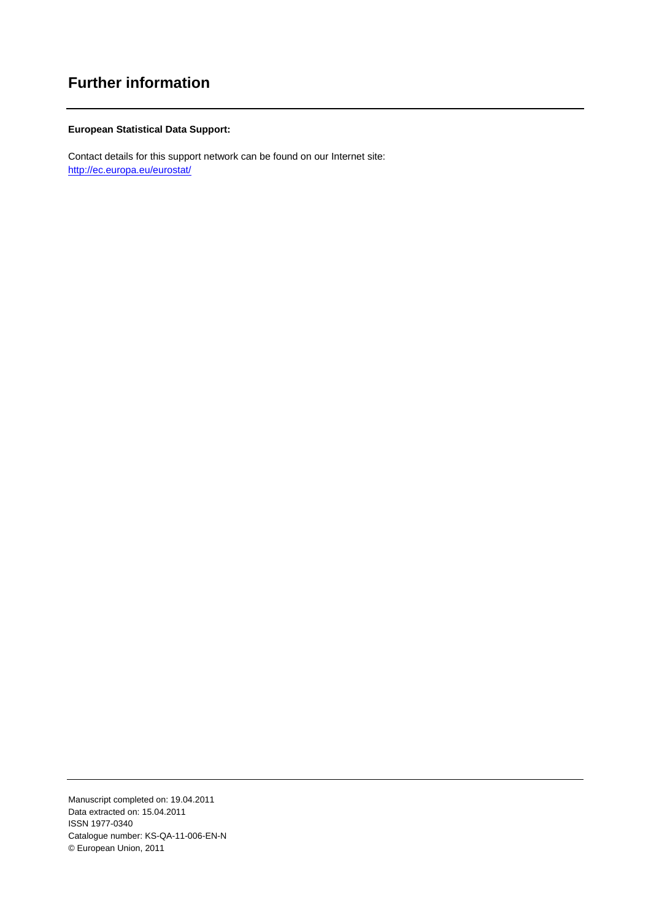# Further information

**European Statistical Data Support:**

Contact details for this support network can be found on our Internet site:
http://ec.europa.eu/eurostat/

Manuscript completed on: 19.04.2011
Data extracted on: 15.04.2011
ISSN 1977-0340
Catalogue number: KS-QA-11-006-EN-N
© European Union, 2011